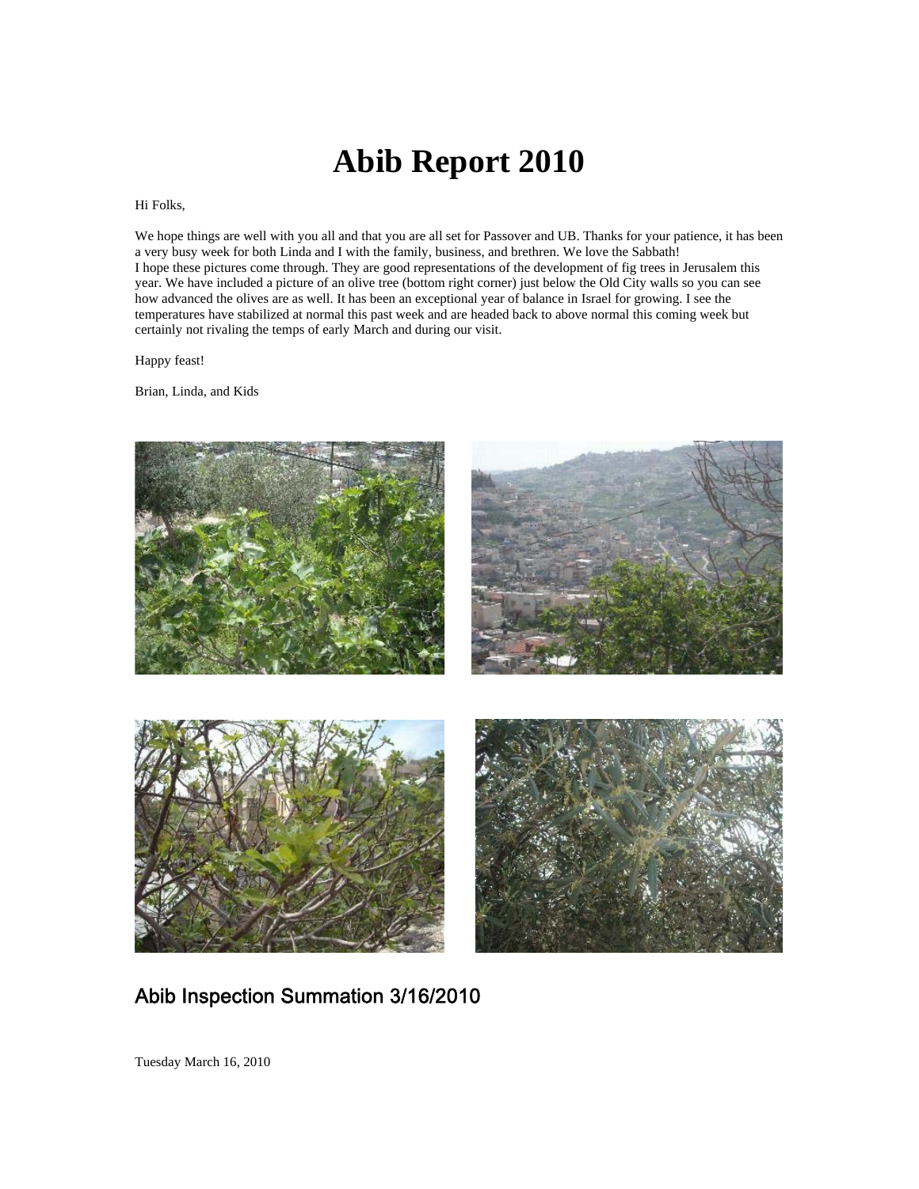# Abib Report 2010

Hi Folks,

We hope things are well with you all and that you are all set for Passover and UB. Thanks for your patience, it has been a very busy week for both Linda and I with the family, business, and brethren. We love the Sabbath!
I hope these pictures come through. They are good representations of the development of fig trees in Jerusalem this year. We have included a picture of an olive tree (bottom right corner) just below the Old City walls so you can see how advanced the olives are as well. It has been an exceptional year of balance in Israel for growing. I see the temperatures have stabilized at normal this past week and are headed back to above normal this coming week but certainly not rivaling the temps of early March and during our visit.

Happy feast!

Brian, Linda, and Kids

## Abib Inspection Summation 3/16/2010

Tuesday March 16, 2010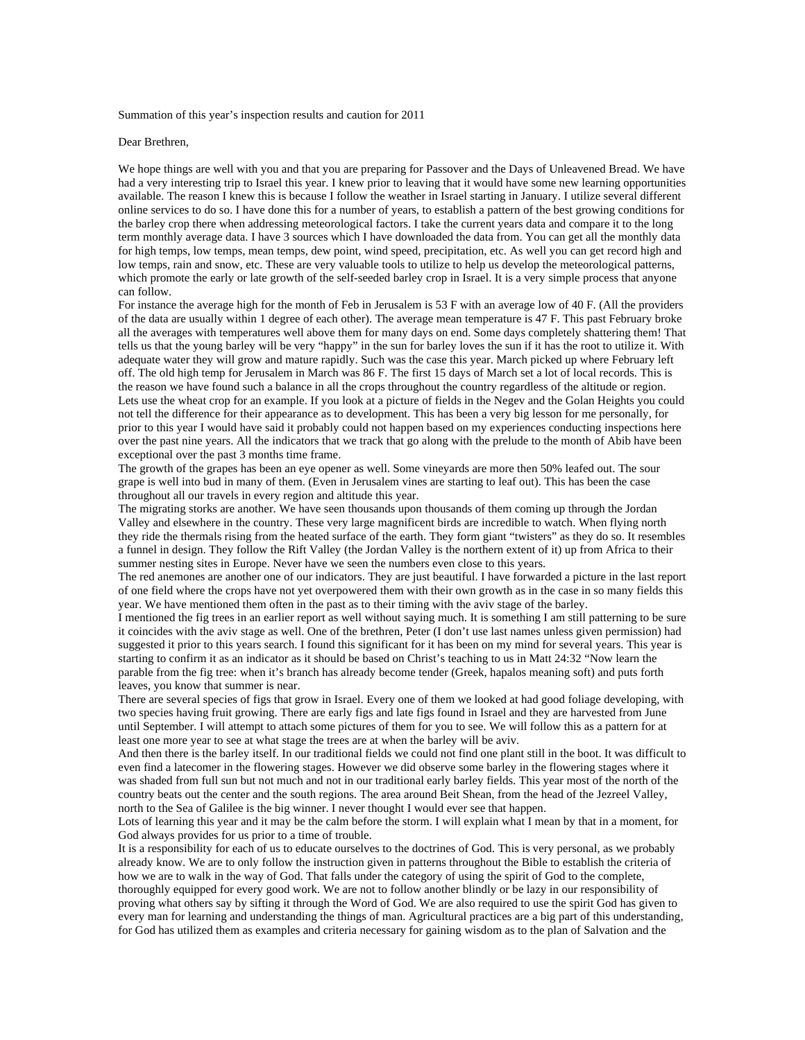Summation of this year's inspection results and caution for 2011

Dear Brethren,

We hope things are well with you and that you are preparing for Passover and the Days of Unleavened Bread. We have had a very interesting trip to Israel this year. I knew prior to leaving that it would have some new learning opportunities available. The reason I knew this is because I follow the weather in Israel starting in January. I utilize several different online services to do so. I have done this for a number of years, to establish a pattern of the best growing conditions for the barley crop there when addressing meteorological factors. I take the current years data and compare it to the long term monthly average data. I have 3 sources which I have downloaded the data from. You can get all the monthly data for high temps, low temps, mean temps, dew point, wind speed, precipitation, etc. As well you can get record high and low temps, rain and snow, etc. These are very valuable tools to utilize to help us develop the meteorological patterns, which promote the early or late growth of the self-seeded barley crop in Israel. It is a very simple process that anyone can follow.

For instance the average high for the month of Feb in Jerusalem is 53 F with an average low of 40 F. (All the providers of the data are usually within 1 degree of each other). The average mean temperature is 47 F. This past February broke all the averages with temperatures well above them for many days on end. Some days completely shattering them! That tells us that the young barley will be very "happy" in the sun for barley loves the sun if it has the root to utilize it. With adequate water they will grow and mature rapidly. Such was the case this year. March picked up where February left off. The old high temp for Jerusalem in March was 86 F. The first 15 days of March set a lot of local records. This is the reason we have found such a balance in all the crops throughout the country regardless of the altitude or region. Lets use the wheat crop for an example. If you look at a picture of fields in the Negev and the Golan Heights you could not tell the difference for their appearance as to development. This has been a very big lesson for me personally, for prior to this year I would have said it probably could not happen based on my experiences conducting inspections here over the past nine years. All the indicators that we track that go along with the prelude to the month of Abib have been exceptional over the past 3 months time frame.

The growth of the grapes has been an eye opener as well. Some vineyards are more then 50% leafed out. The sour grape is well into bud in many of them. (Even in Jerusalem vines are starting to leaf out). This has been the case throughout all our travels in every region and altitude this year.

The migrating storks are another. We have seen thousands upon thousands of them coming up through the Jordan Valley and elsewhere in the country. These very large magnificent birds are incredible to watch. When flying north they ride the thermals rising from the heated surface of the earth. They form giant "twisters" as they do so. It resembles a funnel in design. They follow the Rift Valley (the Jordan Valley is the northern extent of it) up from Africa to their summer nesting sites in Europe. Never have we seen the numbers even close to this years.

The red anemones are another one of our indicators. They are just beautiful. I have forwarded a picture in the last report of one field where the crops have not yet overpowered them with their own growth as in the case in so many fields this year. We have mentioned them often in the past as to their timing with the aviv stage of the barley.

I mentioned the fig trees in an earlier report as well without saying much. It is something I am still patterning to be sure it coincides with the aviv stage as well. One of the brethren, Peter (I don't use last names unless given permission) had suggested it prior to this years search. I found this significant for it has been on my mind for several years. This year is starting to confirm it as an indicator as it should be based on Christ's teaching to us in Matt 24:32 "Now learn the parable from the fig tree: when it's branch has already become tender (Greek, hapalos meaning soft) and puts forth leaves, you know that summer is near.

There are several species of figs that grow in Israel. Every one of them we looked at had good foliage developing, with two species having fruit growing. There are early figs and late figs found in Israel and they are harvested from June until September. I will attempt to attach some pictures of them for you to see. We will follow this as a pattern for at least one more year to see at what stage the trees are at when the barley will be aviv.

And then there is the barley itself. In our traditional fields we could not find one plant still in the boot. It was difficult to even find a latecomer in the flowering stages. However we did observe some barley in the flowering stages where it was shaded from full sun but not much and not in our traditional early barley fields. This year most of the north of the country beats out the center and the south regions. The area around Beit Shean, from the head of the Jezreel Valley, north to the Sea of Galilee is the big winner. I never thought I would ever see that happen.

Lots of learning this year and it may be the calm before the storm. I will explain what I mean by that in a moment, for God always provides for us prior to a time of trouble.

It is a responsibility for each of us to educate ourselves to the doctrines of God. This is very personal, as we probably already know. We are to only follow the instruction given in patterns throughout the Bible to establish the criteria of how we are to walk in the way of God. That falls under the category of using the spirit of God to the complete, thoroughly equipped for every good work. We are not to follow another blindly or be lazy in our responsibility of proving what others say by sifting it through the Word of God. We are also required to use the spirit God has given to every man for learning and understanding the things of man. Agricultural practices are a big part of this understanding, for God has utilized them as examples and criteria necessary for gaining wisdom as to the plan of Salvation and the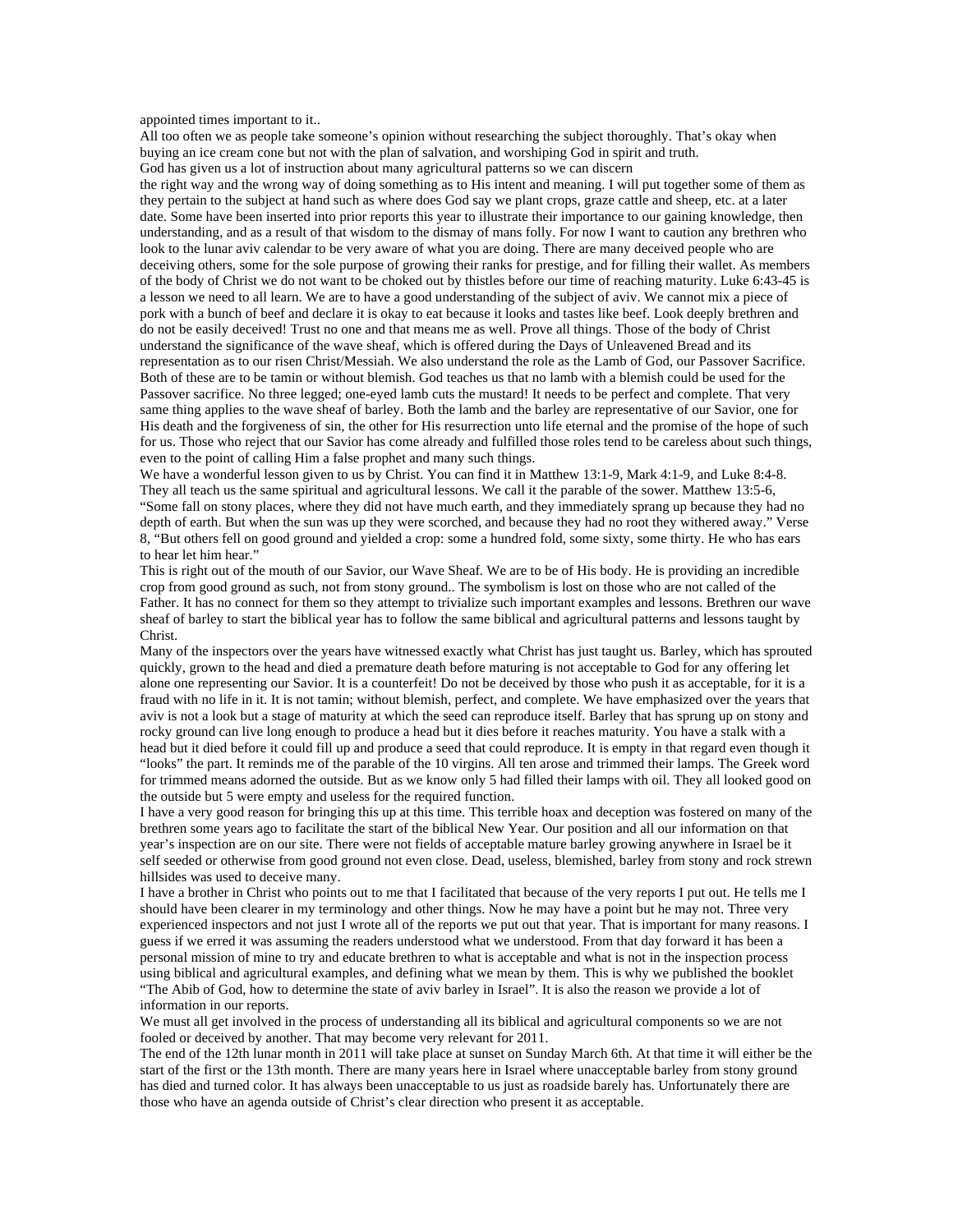appointed times important to it..

All too often we as people take someone's opinion without researching the subject thoroughly. That's okay when buying an ice cream cone but not with the plan of salvation, and worshiping God in spirit and truth.

God has given us a lot of instruction about many agricultural patterns so we can discern the right way and the wrong way of doing something as to His intent and meaning. I will put together some of them as they pertain to the subject at hand such as where does God say we plant crops, graze cattle and sheep, etc. at a later date. Some have been inserted into prior reports this year to illustrate their importance to our gaining knowledge, then understanding, and as a result of that wisdom to the dismay of mans folly. For now I want to caution any brethren who look to the lunar aviv calendar to be very aware of what you are doing. There are many deceived people who are deceiving others, some for the sole purpose of growing their ranks for prestige, and for filling their wallet. As members of the body of Christ we do not want to be choked out by thistles before our time of reaching maturity. Luke 6:43-45 is a lesson we need to all learn. We are to have a good understanding of the subject of aviv. We cannot mix a piece of pork with a bunch of beef and declare it is okay to eat because it looks and tastes like beef. Look deeply brethren and do not be easily deceived! Trust no one and that means me as well. Prove all things. Those of the body of Christ understand the significance of the wave sheaf, which is offered during the Days of Unleavened Bread and its representation as to our risen Christ/Messiah. We also understand the role as the Lamb of God, our Passover Sacrifice. Both of these are to be tamin or without blemish. God teaches us that no lamb with a blemish could be used for the Passover sacrifice. No three legged; one-eyed lamb cuts the mustard! It needs to be perfect and complete. That very same thing applies to the wave sheaf of barley. Both the lamb and the barley are representative of our Savior, one for His death and the forgiveness of sin, the other for His resurrection unto life eternal and the promise of the hope of such for us. Those who reject that our Savior has come already and fulfilled those roles tend to be careless about such things, even to the point of calling Him a false prophet and many such things.

We have a wonderful lesson given to us by Christ. You can find it in Matthew 13:1-9, Mark 4:1-9, and Luke 8:4-8. They all teach us the same spiritual and agricultural lessons. We call it the parable of the sower. Matthew 13:5-6, "Some fall on stony places, where they did not have much earth, and they immediately sprang up because they had no depth of earth. But when the sun was up they were scorched, and because they had no root they withered away." Verse 8, "But others fell on good ground and yielded a crop: some a hundred fold, some sixty, some thirty. He who has ears to hear let him hear."

This is right out of the mouth of our Savior, our Wave Sheaf. We are to be of His body. He is providing an incredible crop from good ground as such, not from stony ground.. The symbolism is lost on those who are not called of the Father. It has no connect for them so they attempt to trivialize such important examples and lessons. Brethren our wave sheaf of barley to start the biblical year has to follow the same biblical and agricultural patterns and lessons taught by Christ.

Many of the inspectors over the years have witnessed exactly what Christ has just taught us. Barley, which has sprouted quickly, grown to the head and died a premature death before maturing is not acceptable to God for any offering let alone one representing our Savior. It is a counterfeit! Do not be deceived by those who push it as acceptable, for it is a fraud with no life in it. It is not tamin; without blemish, perfect, and complete. We have emphasized over the years that aviv is not a look but a stage of maturity at which the seed can reproduce itself. Barley that has sprung up on stony and rocky ground can live long enough to produce a head but it dies before it reaches maturity. You have a stalk with a head but it died before it could fill up and produce a seed that could reproduce. It is empty in that regard even though it "looks" the part. It reminds me of the parable of the 10 virgins. All ten arose and trimmed their lamps. The Greek word for trimmed means adorned the outside. But as we know only 5 had filled their lamps with oil. They all looked good on the outside but 5 were empty and useless for the required function.

I have a very good reason for bringing this up at this time. This terrible hoax and deception was fostered on many of the brethren some years ago to facilitate the start of the biblical New Year. Our position and all our information on that year's inspection are on our site. There were not fields of acceptable mature barley growing anywhere in Israel be it self seeded or otherwise from good ground not even close. Dead, useless, blemished, barley from stony and rock strewn hillsides was used to deceive many.

I have a brother in Christ who points out to me that I facilitated that because of the very reports I put out. He tells me I should have been clearer in my terminology and other things. Now he may have a point but he may not. Three very experienced inspectors and not just I wrote all of the reports we put out that year. That is important for many reasons. I guess if we erred it was assuming the readers understood what we understood. From that day forward it has been a personal mission of mine to try and educate brethren to what is acceptable and what is not in the inspection process using biblical and agricultural examples, and defining what we mean by them. This is why we published the booklet "The Abib of God, how to determine the state of aviv barley in Israel". It is also the reason we provide a lot of information in our reports.

We must all get involved in the process of understanding all its biblical and agricultural components so we are not fooled or deceived by another. That may become very relevant for 2011.

The end of the 12th lunar month in 2011 will take place at sunset on Sunday March 6th. At that time it will either be the start of the first or the 13th month. There are many years here in Israel where unacceptable barley from stony ground has died and turned color. It has always been unacceptable to us just as roadside barely has. Unfortunately there are those who have an agenda outside of Christ's clear direction who present it as acceptable.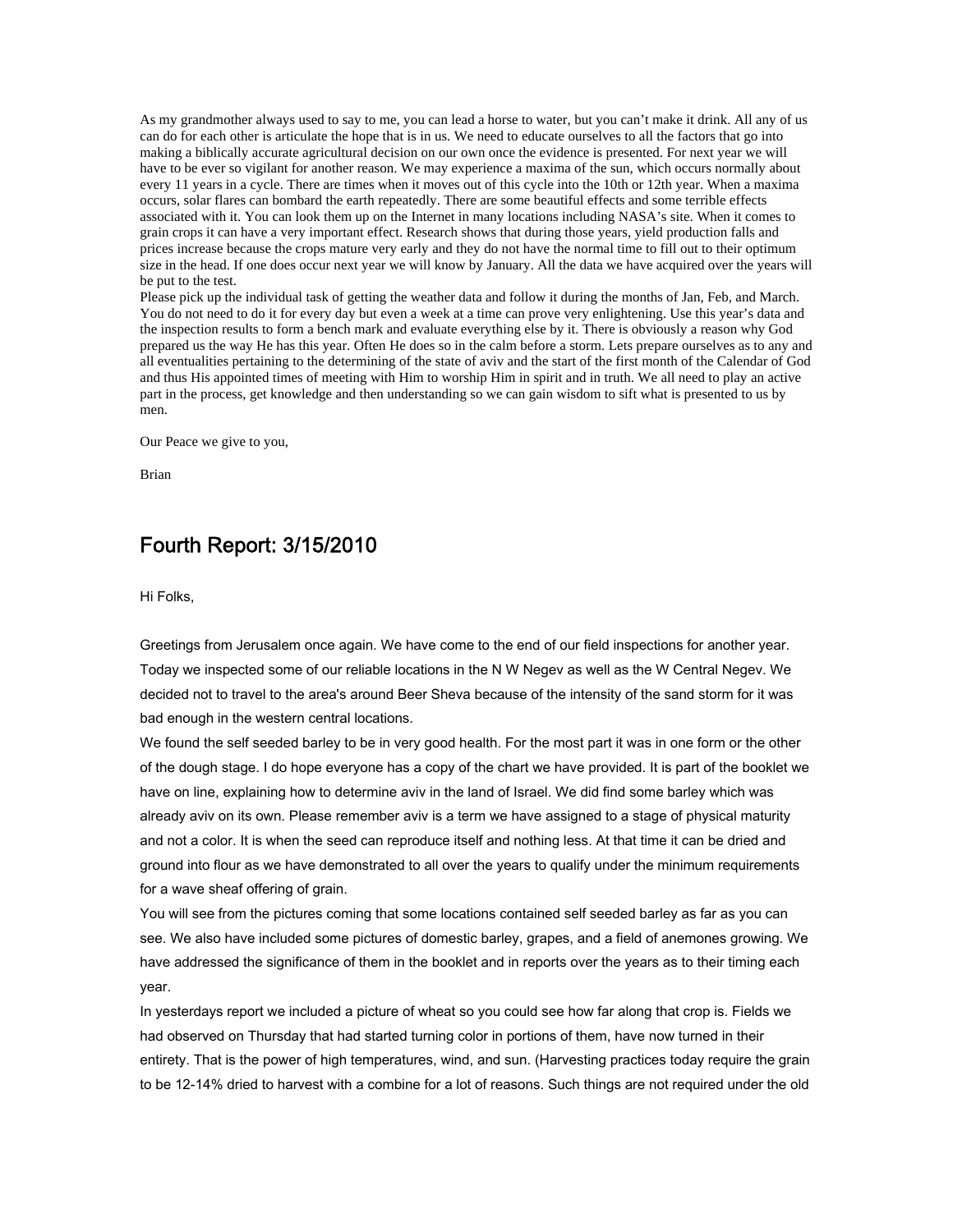As my grandmother always used to say to me, you can lead a horse to water, but you can't make it drink. All any of us can do for each other is articulate the hope that is in us. We need to educate ourselves to all the factors that go into making a biblically accurate agricultural decision on our own once the evidence is presented. For next year we will have to be ever so vigilant for another reason. We may experience a maxima of the sun, which occurs normally about every 11 years in a cycle. There are times when it moves out of this cycle into the 10th or 12th year. When a maxima occurs, solar flares can bombard the earth repeatedly. There are some beautiful effects and some terrible effects associated with it. You can look them up on the Internet in many locations including NASA's site. When it comes to grain crops it can have a very important effect. Research shows that during those years, yield production falls and prices increase because the crops mature very early and they do not have the normal time to fill out to their optimum size in the head. If one does occur next year we will know by January. All the data we have acquired over the years will be put to the test.

Please pick up the individual task of getting the weather data and follow it during the months of Jan, Feb, and March. You do not need to do it for every day but even a week at a time can prove very enlightening. Use this year's data and the inspection results to form a bench mark and evaluate everything else by it. There is obviously a reason why God prepared us the way He has this year. Often He does so in the calm before a storm. Lets prepare ourselves as to any and all eventualities pertaining to the determining of the state of aviv and the start of the first month of the Calendar of God and thus His appointed times of meeting with Him to worship Him in spirit and in truth. We all need to play an active part in the process, get knowledge and then understanding so we can gain wisdom to sift what is presented to us by men.

Our Peace we give to you,

Brian

## Fourth Report: 3/15/2010

Hi Folks,

Greetings from Jerusalem once again. We have come to the end of our field inspections for another year. Today we inspected some of our reliable locations in the N W Negev as well as the W Central Negev. We decided not to travel to the area's around Beer Sheva because of the intensity of the sand storm for it was bad enough in the western central locations.

We found the self seeded barley to be in very good health. For the most part it was in one form or the other of the dough stage. I do hope everyone has a copy of the chart we have provided. It is part of the booklet we have on line, explaining how to determine aviv in the land of Israel. We did find some barley which was already aviv on its own. Please remember aviv is a term we have assigned to a stage of physical maturity and not a color. It is when the seed can reproduce itself and nothing less. At that time it can be dried and ground into flour as we have demonstrated to all over the years to qualify under the minimum requirements for a wave sheaf offering of grain.

You will see from the pictures coming that some locations contained self seeded barley as far as you can see. We also have included some pictures of domestic barley, grapes, and a field of anemones growing. We have addressed the significance of them in the booklet and in reports over the years as to their timing each year.

In yesterdays report we included a picture of wheat so you could see how far along that crop is. Fields we had observed on Thursday that had started turning color in portions of them, have now turned in their entirety. That is the power of high temperatures, wind, and sun. (Harvesting practices today require the grain to be 12-14% dried to harvest with a combine for a lot of reasons. Such things are not required under the old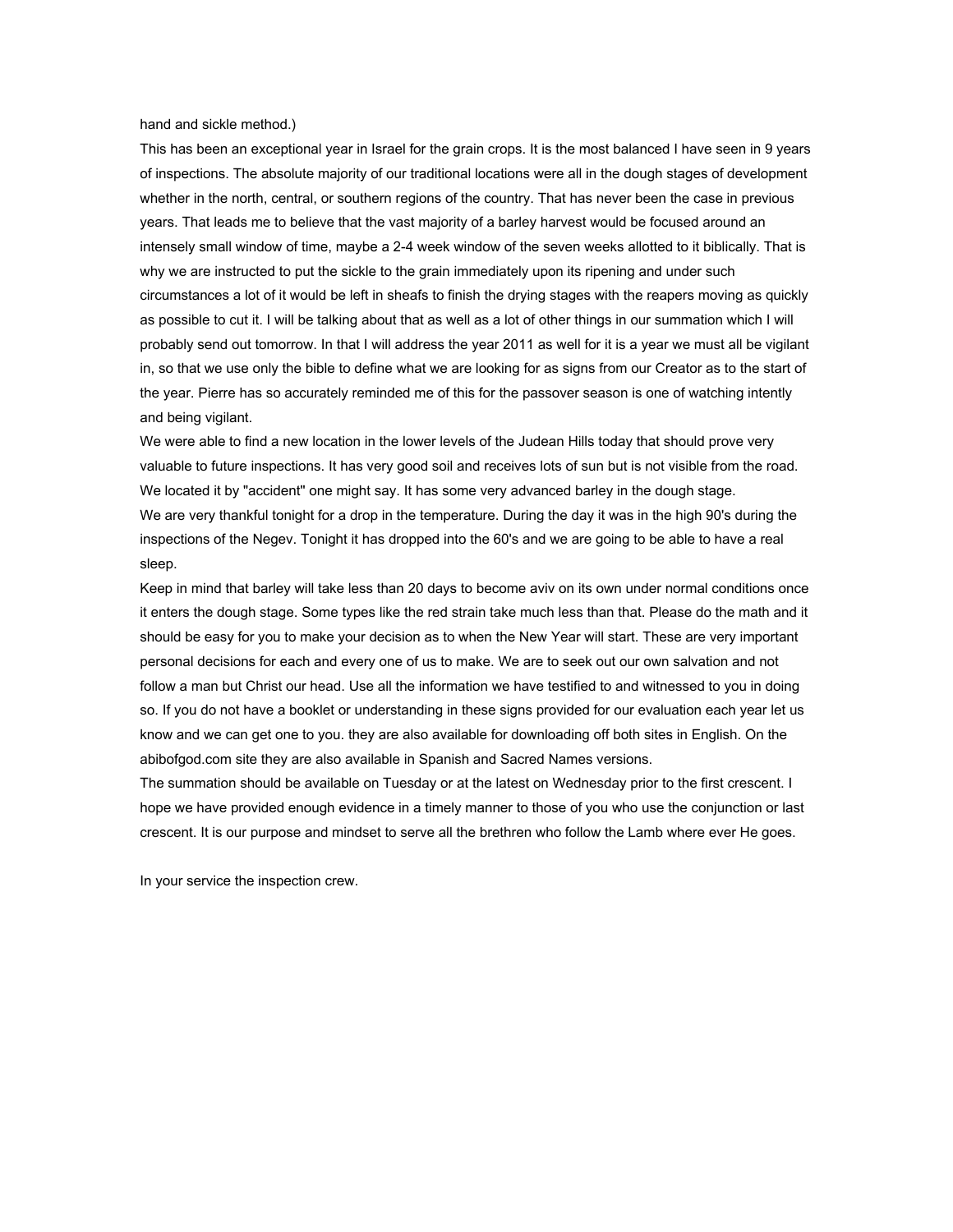hand and sickle method.)

This has been an exceptional year in Israel for the grain crops. It is the most balanced I have seen in 9 years of inspections. The absolute majority of our traditional locations were all in the dough stages of development whether in the north, central, or southern regions of the country. That has never been the case in previous years. That leads me to believe that the vast majority of a barley harvest would be focused around an intensely small window of time, maybe a 2-4 week window of the seven weeks allotted to it biblically. That is why we are instructed to put the sickle to the grain immediately upon its ripening and under such circumstances a lot of it would be left in sheafs to finish the drying stages with the reapers moving as quickly as possible to cut it. I will be talking about that as well as a lot of other things in our summation which I will probably send out tomorrow. In that I will address the year 2011 as well for it is a year we must all be vigilant in, so that we use only the bible to define what we are looking for as signs from our Creator as to the start of the year. Pierre has so accurately reminded me of this for the passover season is one of watching intently and being vigilant.

We were able to find a new location in the lower levels of the Judean Hills today that should prove very valuable to future inspections. It has very good soil and receives lots of sun but is not visible from the road. We located it by "accident" one might say. It has some very advanced barley in the dough stage.

We are very thankful tonight for a drop in the temperature. During the day it was in the high 90's during the inspections of the Negev. Tonight it has dropped into the 60's and we are going to be able to have a real sleep.

Keep in mind that barley will take less than 20 days to become aviv on its own under normal conditions once it enters the dough stage. Some types like the red strain take much less than that. Please do the math and it should be easy for you to make your decision as to when the New Year will start. These are very important personal decisions for each and every one of us to make. We are to seek out our own salvation and not follow a man but Christ our head. Use all the information we have testified to and witnessed to you in doing so. If you do not have a booklet or understanding in these signs provided for our evaluation each year let us know and we can get one to you. they are also available for downloading off both sites in English. On the abibofgod.com site they are also available in Spanish and Sacred Names versions.

The summation should be available on Tuesday or at the latest on Wednesday prior to the first crescent. I hope we have provided enough evidence in a timely manner to those of you who use the conjunction or last crescent. It is our purpose and mindset to serve all the brethren who follow the Lamb where ever He goes.

In your service the inspection crew.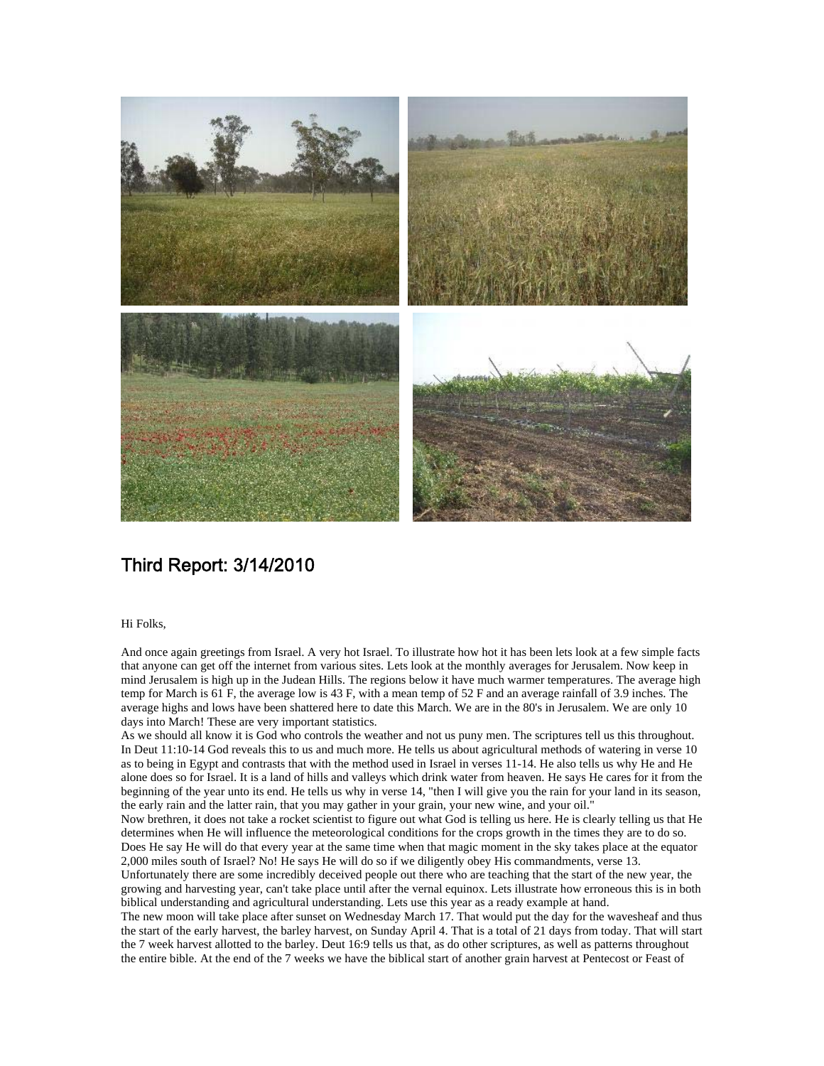## Third Report: 3/14/2010

Hi Folks,

And once again greetings from Israel. A very hot Israel. To illustrate how hot it has been lets look at a few simple facts that anyone can get off the internet from various sites. Lets look at the monthly averages for Jerusalem. Now keep in mind Jerusalem is high up in the Judean Hills. The regions below it have much warmer temperatures. The average high temp for March is 61 F, the average low is 43 F, with a mean temp of 52 F and an average rainfall of 3.9 inches. The average highs and lows have been shattered here to date this March. We are in the 80's in Jerusalem. We are only 10 days into March! These are very important statistics.

As we should all know it is God who controls the weather and not us puny men. The scriptures tell us this throughout. In Deut 11:10-14 God reveals this to us and much more. He tells us about agricultural methods of watering in verse 10 as to being in Egypt and contrasts that with the method used in Israel in verses 11-14. He also tells us why He and He alone does so for Israel. It is a land of hills and valleys which drink water from heaven. He says He cares for it from the beginning of the year unto its end. He tells us why in verse 14, "then I will give you the rain for your land in its season, the early rain and the latter rain, that you may gather in your grain, your new wine, and your oil."

Now brethren, it does not take a rocket scientist to figure out what God is telling us here. He is clearly telling us that He determines when He will influence the meteorological conditions for the crops growth in the times they are to do so. Does He say He will do that every year at the same time when that magic moment in the sky takes place at the equator 2,000 miles south of Israel? No! He says He will do so if we diligently obey His commandments, verse 13.

Unfortunately there are some incredibly deceived people out there who are teaching that the start of the new year, the growing and harvesting year, can't take place until after the vernal equinox. Lets illustrate how erroneous this is in both biblical understanding and agricultural understanding. Lets use this year as a ready example at hand.

The new moon will take place after sunset on Wednesday March 17. That would put the day for the wavesheaf and thus the start of the early harvest, the barley harvest, on Sunday April 4. That is a total of 21 days from today. That will start the 7 week harvest allotted to the barley. Deut 16:9 tells us that, as do other scriptures, as well as patterns throughout the entire bible. At the end of the 7 weeks we have the biblical start of another grain harvest at Pentecost or Feast of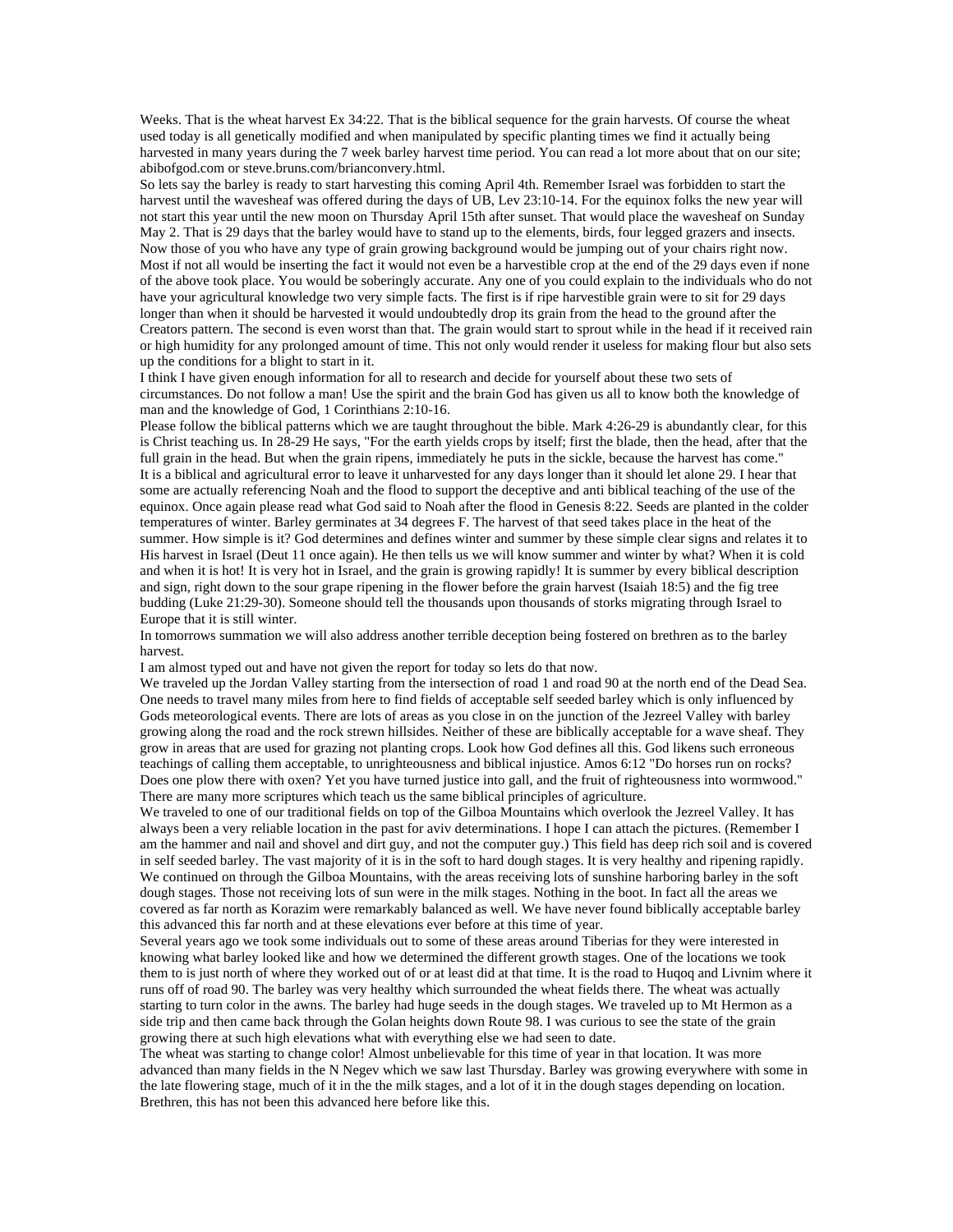Weeks. That is the wheat harvest Ex 34:22. That is the biblical sequence for the grain harvests. Of course the wheat used today is all genetically modified and when manipulated by specific planting times we find it actually being harvested in many years during the 7 week barley harvest time period. You can read a lot more about that on our site; abibofgod.com or steve.bruns.com/brianconvery.html.

So lets say the barley is ready to start harvesting this coming April 4th. Remember Israel was forbidden to start the harvest until the wavesheaf was offered during the days of UB, Lev 23:10-14. For the equinox folks the new year will not start this year until the new moon on Thursday April 15th after sunset. That would place the wavesheaf on Sunday May 2. That is 29 days that the barley would have to stand up to the elements, birds, four legged grazers and insects. Now those of you who have any type of grain growing background would be jumping out of your chairs right now. Most if not all would be inserting the fact it would not even be a harvestible crop at the end of the 29 days even if none of the above took place. You would be soberingly accurate. Any one of you could explain to the individuals who do not have your agricultural knowledge two very simple facts. The first is if ripe harvestible grain were to sit for 29 days longer than when it should be harvested it would undoubtedly drop its grain from the head to the ground after the Creators pattern. The second is even worst than that. The grain would start to sprout while in the head if it received rain or high humidity for any prolonged amount of time. This not only would render it useless for making flour but also sets up the conditions for a blight to start in it.

I think I have given enough information for all to research and decide for yourself about these two sets of circumstances. Do not follow a man! Use the spirit and the brain God has given us all to know both the knowledge of man and the knowledge of God, 1 Corinthians 2:10-16.

Please follow the biblical patterns which we are taught throughout the bible. Mark 4:26-29 is abundantly clear, for this is Christ teaching us. In 28-29 He says, "For the earth yields crops by itself; first the blade, then the head, after that the full grain in the head. But when the grain ripens, immediately he puts in the sickle, because the harvest has come."

It is a biblical and agricultural error to leave it unharvested for any days longer than it should let alone 29. I hear that some are actually referencing Noah and the flood to support the deceptive and anti biblical teaching of the use of the equinox. Once agaein please read what God said to Noah after the flood in Genesis 8:22. Seeds are planted in the colder temperatures of winter. Barley germinates at 34 degrees F. The harvest of that seed takes place in the heat of the summer. How simple is it? God determines and defines winter and summer by these simple clear signs and relates it to His harvest in Israel (Deut 11 once again). He then tells us we will know summer and winter by what? When it is cold and when it is hot! It is very hot in Israel, and the grain is growing rapidly! It is summer by every biblical description and sign, right down to the sour grape ripening in the flower before the grain harvest (Isaiah 18:5) and the fig tree budding (Luke 21:29-30). Someone should tell the thousands upon thousands of storks migrating through Israel to Europe that it is still winter.

In tomorrows summation we will also address another terrible deception being fostered on brethren as to the barley harvest.

I am almost typed out and have not given the report for today so lets do that now.

We traveled up the Jordan Valley starting from the intersection of road 1 and road 90 at the north end of the Dead Sea. One needs to travel many miles from here to find fields of acceptable self seeded barley which is only influenced by Gods meteorological events. There are lots of areas as you close in on the junction of the Jezreel Valley with barley growing along the road and the rock strewn hillsides. Neither of these are biblically acceptable for a wave sheaf. They grow in areas that are used for grazing not planting crops. Look how God defines all this. God likens such erroneous teachings of calling them acceptable, to unrighteousness and biblical injustice. Amos 6:12 "Do horses run on rocks? Does one plow there with oxen? Yet you have turned justice into gall, and the fruit of righteousness into wormwood." There are many more scriptures which teach us the same biblical principles of agriculture.

We traveled to one of our traditional fields on top of the Gilboa Mountains which overlook the Jezreel Valley. It has always been a very reliable location in the past for aviv determinations. I hope I can attach the pictures. (Remember I am the hammer and nail and shovel and dirt guy, and not the computer guy.) This field has deep rich soil and is covered in self seeded barley. The vast majority of it is in the soft to hard dough stages. It is very healthy and ripening rapidly. We continued on through the Gilboa Mountains, with the areas receiving lots of sunshine harboring barley in the soft dough stages. Those not receiving lots of sun were in the milk stages. Nothing in the boot. In fact all the areas we covered as far north as Korazim were remarkably balanced as well. We have never found biblically acceptable barley this advanced this far north and at these elevations ever before at this time of year.

Several years ago we took some individuals out to some of these areas around Tiberias for they were interested in knowing what barley looked like and how we determined the different growth stages. One of the locations we took them to is just north of where they worked out of or at least did at that time. It is the road to Huqoq and Livnim where it runs off of road 90. The barley was very healthy which surrounded the wheat fields there. The wheat was actually starting to turn color in the awns. The barley had huge seeds in the dough stages. We traveled up to Mt Hermon as a side trip and then came back through the Golan heights down Route 98. I was curious to see the state of the grain growing there at such high elevations what with everything else we had seen to date.

The wheat was starting to change color! Almost unbelievable for this time of year in that location. It was more advanced than many fields in the N Negev which we saw last Thursday. Barley was growing everywhere with some in the late flowering stage, much of it in the the milk stages, and a lot of it in the dough stages depending on location. Brethren, this has not been this advanced here before like this.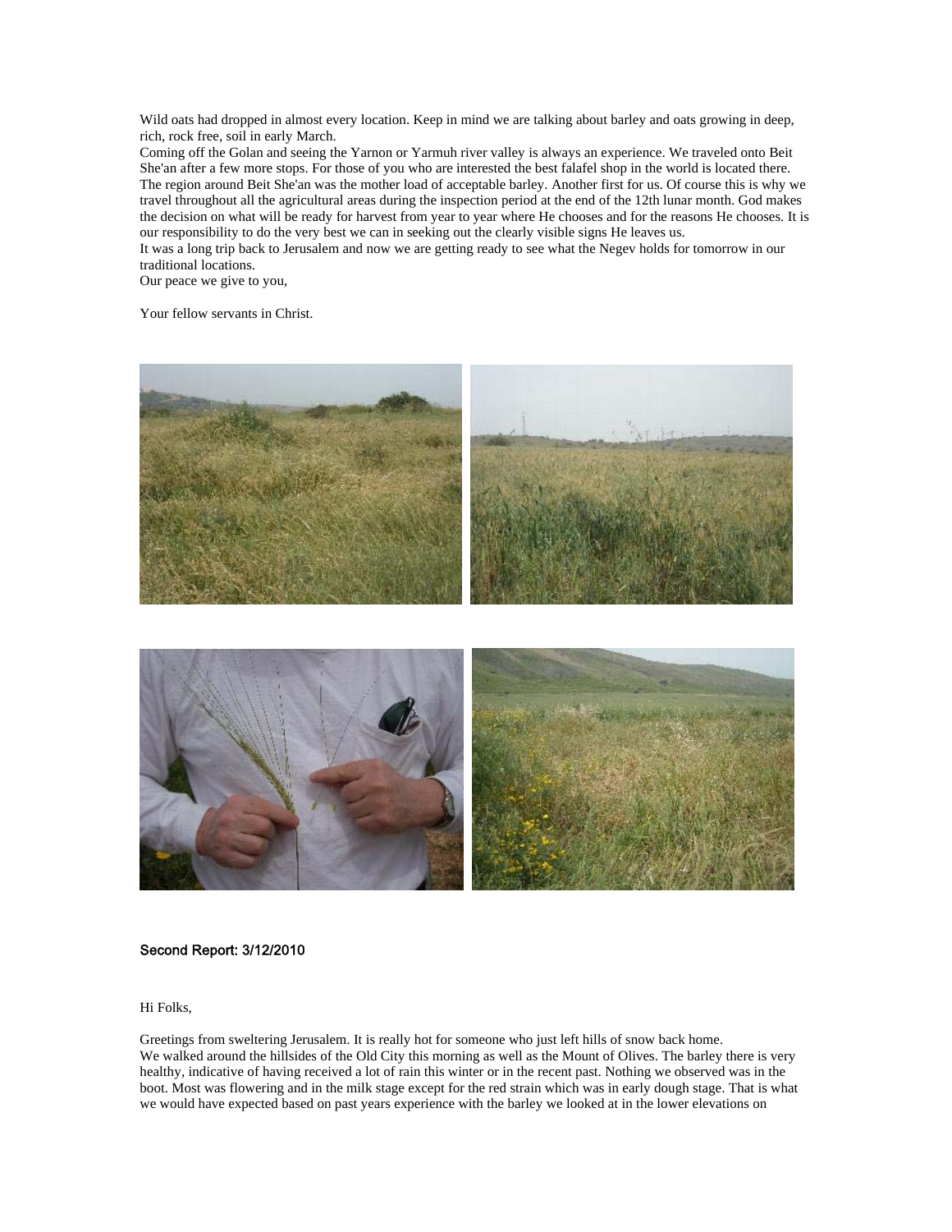Wild oats had dropped in almost every location. Keep in mind we are talking about barley and oats growing in deep, rich, rock free, soil in early March.

Coming off the Golan and seeing the Yarnon or Yarmuh river valley is always an experience. We traveled onto Beit She'an after a few more stops. For those of you who are interested the best falafel shop in the world is located there. The region around Beit She'an was the mother load of acceptable barley. Another first for us. Of course this is why we travel throughout all the agricultural areas during the inspection period at the end of the 12th lunar month. God makes the decision on what will be ready for harvest from year to year where He chooses and for the reasons He chooses. It is our responsibility to do the very best we can in seeking out the clearly visible signs He leaves us.

It was a long trip back to Jerusalem and now we are getting ready to see what the Negev holds for tomorrow in our traditional locations.

Our peace we give to you,

Your fellow servants in Christ.

### Second Report: 3/12/2010

Hi Folks,

Greetings from sweltering Jerusalem. It is really hot for someone who just left hills of snow back home.

We walked around the hillsides of the Old City this morning as well as the Mount of Olives. The barley there is very healthy, indicative of having received a lot of rain this winter or in the recent past. Nothing we observed was in the boot. Most was flowering and in the milk stage except for the red strain which was in early dough stage. That is what we would have expected based on past years experience with the barley we looked at in the lower elevations on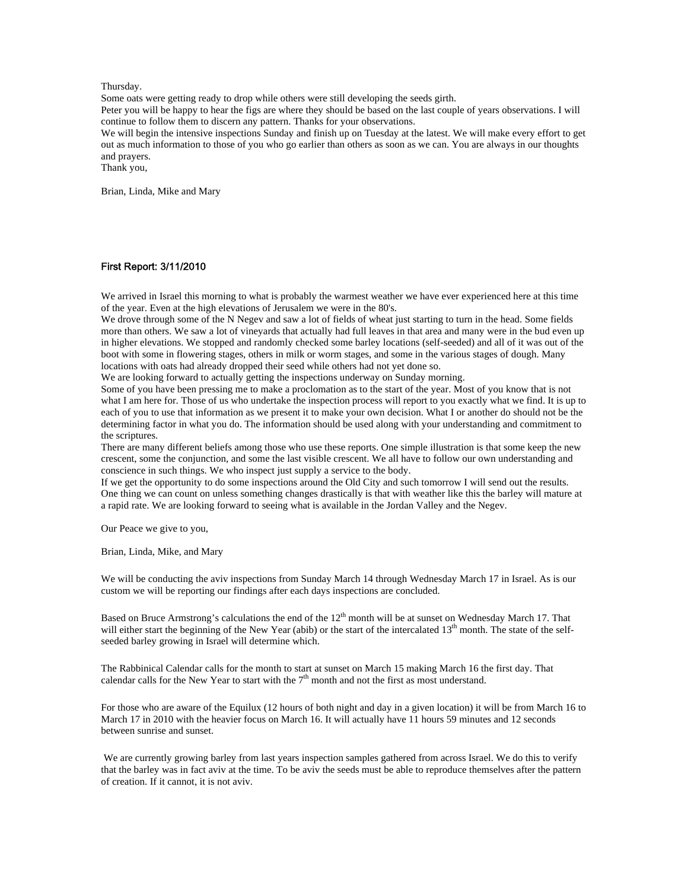Thursday.
Some oats were getting ready to drop while others were still developing the seeds girth.
Peter you will be happy to hear the figs are where they should be based on the last couple of years observations. I will continue to follow them to discern any pattern. Thanks for your observations.
We will begin the intensive inspections Sunday and finish up on Tuesday at the latest. We will make every effort to get out as much information to those of you who go earlier than others as soon as we can. You are always in our thoughts and prayers.
Thank you,

Brian, Linda, Mike and Mary

## First Report: 3/11/2010

We arrived in Israel this morning to what is probably the warmest weather we have ever experienced here at this time of the year. Even at the high elevations of Jerusalem we were in the 80's.
We drove through some of the N Negev and saw a lot of fields of wheat just starting to turn in the head. Some fields more than others. We saw a lot of vineyards that actually had full leaves in that area and many were in the bud even up in higher elevations. We stopped and randomly checked some barley locations (self-seeded) and all of it was out of the boot with some in flowering stages, others in milk or worm stages, and some in the various stages of dough. Many locations with oats had already dropped their seed while others had not yet done so.
We are looking forward to actually getting the inspections underway on Sunday morning.
Some of you have been pressing me to make a proclomation as to the start of the year. Most of you know that is not what I am here for. Those of us who undertake the inspection process will report to you exactly what we find. It is up to each of you to use that information as we present it to make your own decision. What I or another do should not be the determining factor in what you do. The information should be used along with your understanding and commitment to the scriptures.
There are many different beliefs among those who use these reports. One simple illustration is that some keep the new crescent, some the conjunction, and some the last visible crescent. We all have to follow our own understanding and conscience in such things. We who inspect just supply a service to the body.
If we get the opportunity to do some inspections around the Old City and such tomorrow I will send out the results. One thing we can count on unless something changes drastically is that with weather like this the barley will mature at a rapid rate. We are looking forward to seeing what is available in the Jordan Valley and the Negev.

Our Peace we give to you,

Brian, Linda, Mike, and Mary

We will be conducting the aviv inspections from Sunday March 14 through Wednesday March 17 in Israel. As is our custom we will be reporting our findings after each days inspections are concluded.

Based on Bruce Armstrong's calculations the end of the 12th month will be at sunset on Wednesday March 17. That will either start the beginning of the New Year (abib) or the start of the intercalated 13th month. The state of the self-seeded barley growing in Israel will determine which.

The Rabbinical Calendar calls for the month to start at sunset on March 15 making March 16 the first day. That calendar calls for the New Year to start with the 7th month and not the first as most understand.

For those who are aware of the Equilux (12 hours of both night and day in a given location) it will be from March 16 to March 17 in 2010 with the heavier focus on March 16. It will actually have 11 hours 59 minutes and 12 seconds between sunrise and sunset.

We are currently growing barley from last years inspection samples gathered from across Israel. We do this to verify that the barley was in fact aviv at the time. To be aviv the seeds must be able to reproduce themselves after the pattern of creation. If it cannot, it is not aviv.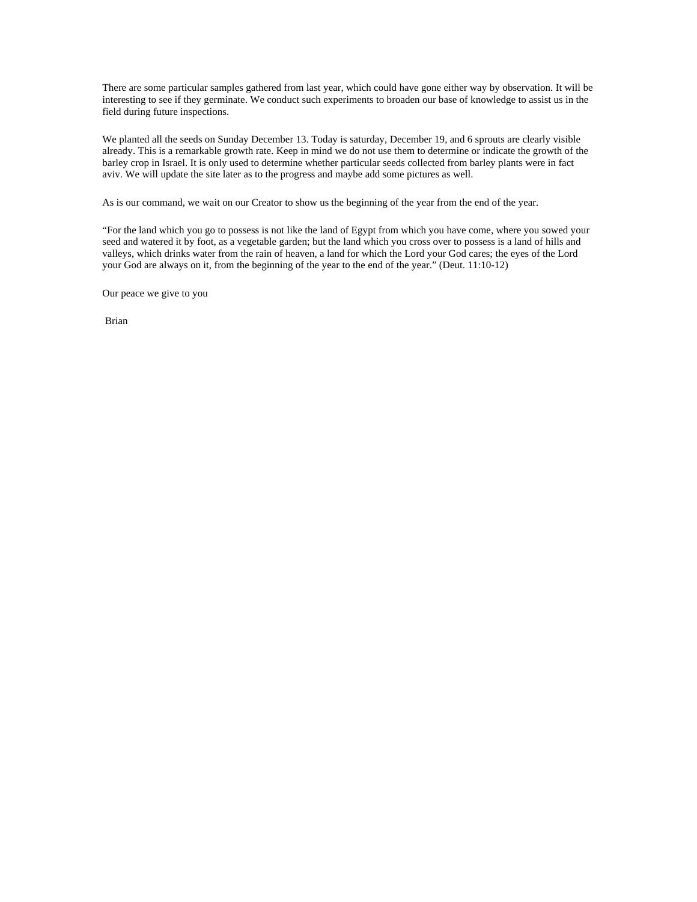There are some particular samples gathered from last year, which could have gone either way by observation. It will be interesting to see if they germinate. We conduct such experiments to broaden our base of knowledge to assist us in the field during future inspections.

We planted all the seeds on Sunday December 13. Today is saturday, December 19, and 6 sprouts are clearly visible already. This is a remarkable growth rate. Keep in mind we do not use them to determine or indicate the growth of the barley crop in Israel. It is only used to determine whether particular seeds collected from barley plants were in fact aviv. We will update the site later as to the progress and maybe add some pictures as well.

As is our command, we wait on our Creator to show us the beginning of the year from the end of the year.

"For the land which you go to possess is not like the land of Egypt from which you have come, where you sowed your seed and watered it by foot, as a vegetable garden; but the land which you cross over to possess is a land of hills and valleys, which drinks water from the rain of heaven, a land for which the Lord your God cares; the eyes of the Lord your God are always on it, from the beginning of the year to the end of the year." (Deut. 11:10-12)

Our peace we give to you

Brian